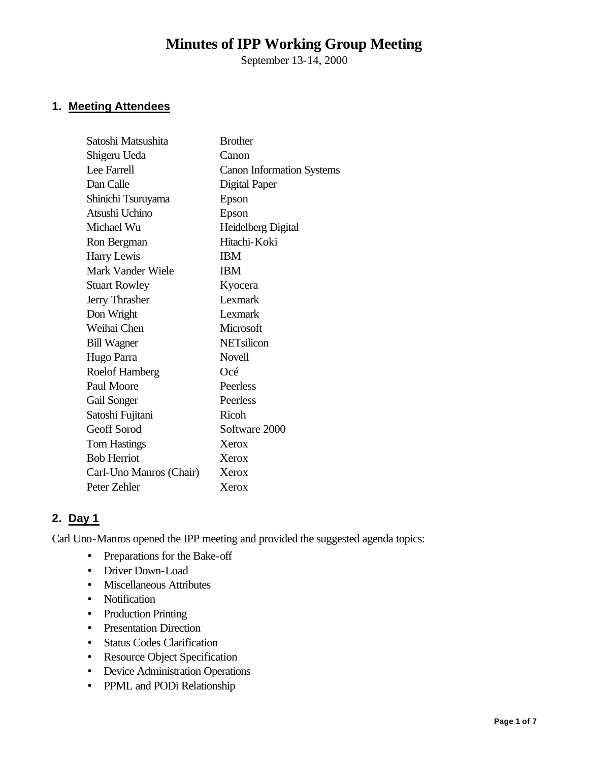# Minutes of IPP Working Group Meeting

September 13-14, 2000

## 1. Meeting Attendees

| | |
|---|---|
| Satoshi Matsushita | Brother |
| Shigeru Ueda | Canon |
| Lee Farrell | Canon Information Systems |
| Dan Calle | Digital Paper |
| Shinichi Tsuruyama | Epson |
| Atsushi Uchino | Epson |
| Michael Wu | Heidelberg Digital |
| Ron Bergman | Hitachi-Koki |
| Harry Lewis | IBM |
| Mark Vander Wiele | IBM |
| Stuart Rowley | Kyocera |
| Jerry Thrasher | Lexmark |
| Don Wright | Lexmark |
| Weihai Chen | Microsoft |
| Bill Wagner | NETsilicon |
| Hugo Parra | Novell |
| Roelof Hamberg | Océ |
| Paul Moore | Peerless |
| Gail Songer | Peerless |
| Satoshi Fujitani | Ricoh |
| Geoff Sorod | Software 2000 |
| Tom Hastings | Xerox |
| Bob Herriot | Xerox |
| Carl-Uno Manros (Chair) | Xerox |
| Peter Zehler | Xerox |

## 2. Day 1

Carl Uno-Manros opened the IPP meeting and provided the suggested agenda topics:

- Preparations for the Bake-off
- Driver Down-Load
- Miscellaneous Attributes
- Notification
- Production Printing
- Presentation Direction
- Status Codes Clarification
- Resource Object Specification
- Device Administration Operations
- PPML and PODi Relationship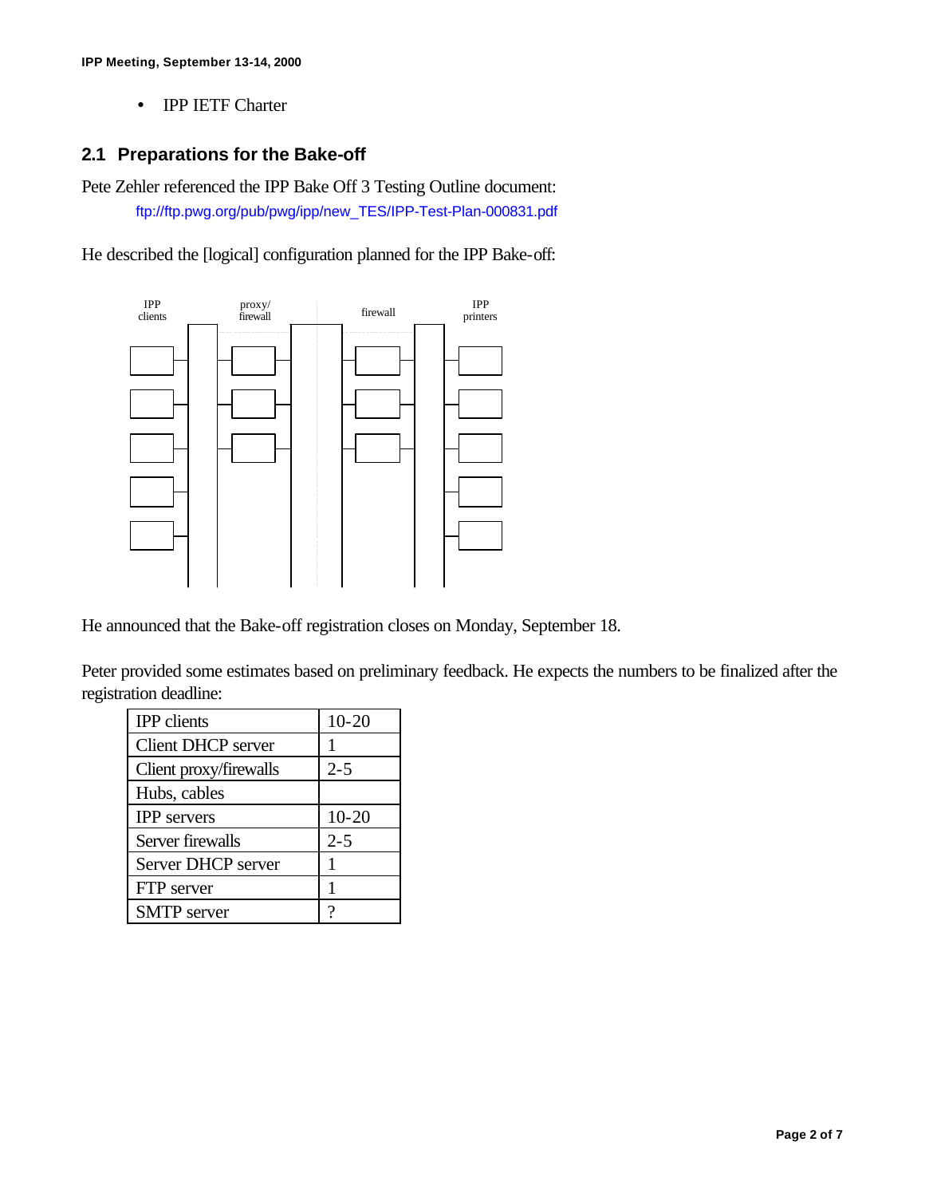- IPP IETF Charter

## 2.1 Preparations for the Bake-off

Pete Zehler referenced the IPP Bake Off 3 Testing Outline document:

ftp://ftp.pwg.org/pub/pwg/ipp/new_TES/IPP-Test-Plan-000831.pdf

He described the [logical] configuration planned for the IPP Bake-off:

IPP clients

proxy/ firewall

firewall

IPP printers

He announced that the Bake-off registration closes on Monday, September 18.

Peter provided some estimates based on preliminary feedback. He expects the numbers to be finalized after the registration deadline:

| | |
|---|---|
| IPP clients | 10-20 |
| Client DHCP server | 1 |
| Client proxy/firewalls | 2-5 |
| Hubs, cables | |
| IPP servers | 10-20 |
| Server firewalls | 2-5 |
| Server DHCP server | 1 |
| FTP server | 1 |
| SMTP server | ? |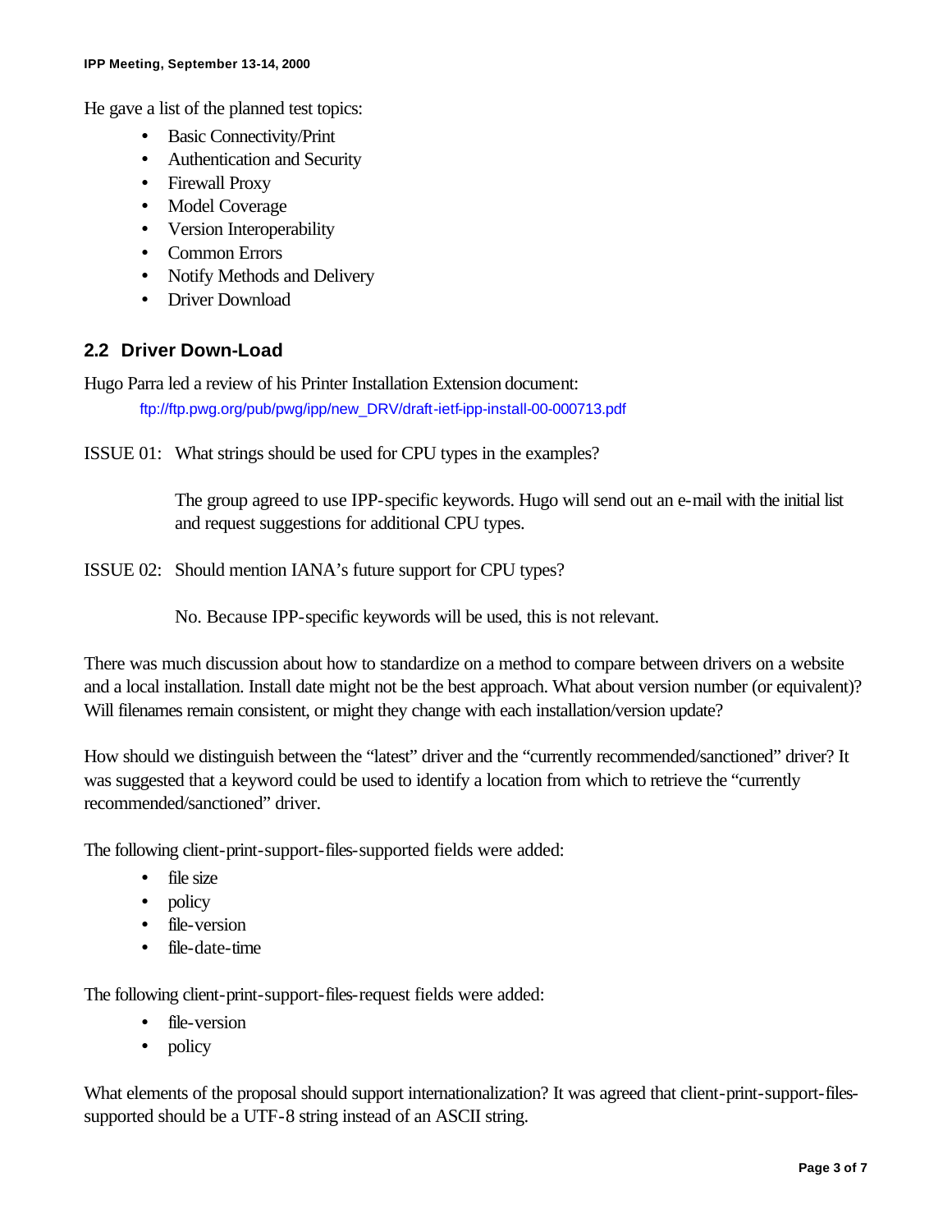He gave a list of the planned test topics:

- Basic Connectivity/Print
- Authentication and Security
- Firewall Proxy
- Model Coverage
- Version Interoperability
- Common Errors
- Notify Methods and Delivery
- Driver Download

## 2.2 Driver Down-Load

Hugo Parra led a review of his Printer Installation Extension document:

ftp://ftp.pwg.org/pub/pwg/ipp/new_DRV/draft-ietf-ipp-install-00-000713.pdf

ISSUE 01: What strings should be used for CPU types in the examples?

The group agreed to use IPP-specific keywords. Hugo will send out an e-mail with the initial list and request suggestions for additional CPU types.

ISSUE 02: Should mention IANA's future support for CPU types?

No. Because IPP-specific keywords will be used, this is not relevant.

There was much discussion about how to standardize on a method to compare between drivers on a website and a local installation. Install date might not be the best approach. What about version number (or equivalent)? Will filenames remain consistent, or might they change with each installation/version update?

How should we distinguish between the "latest" driver and the "currently recommended/sanctioned" driver? It was suggested that a keyword could be used to identify a location from which to retrieve the "currently recommended/sanctioned" driver.

The following client-print-support-files-supported fields were added:

- file size
- policy
- file-version
- file-date-time

The following client-print-support-files-request fields were added:

- file-version
- policy

What elements of the proposal should support internationalization? It was agreed that client-print-support-files-supported should be a UTF-8 string instead of an ASCII string.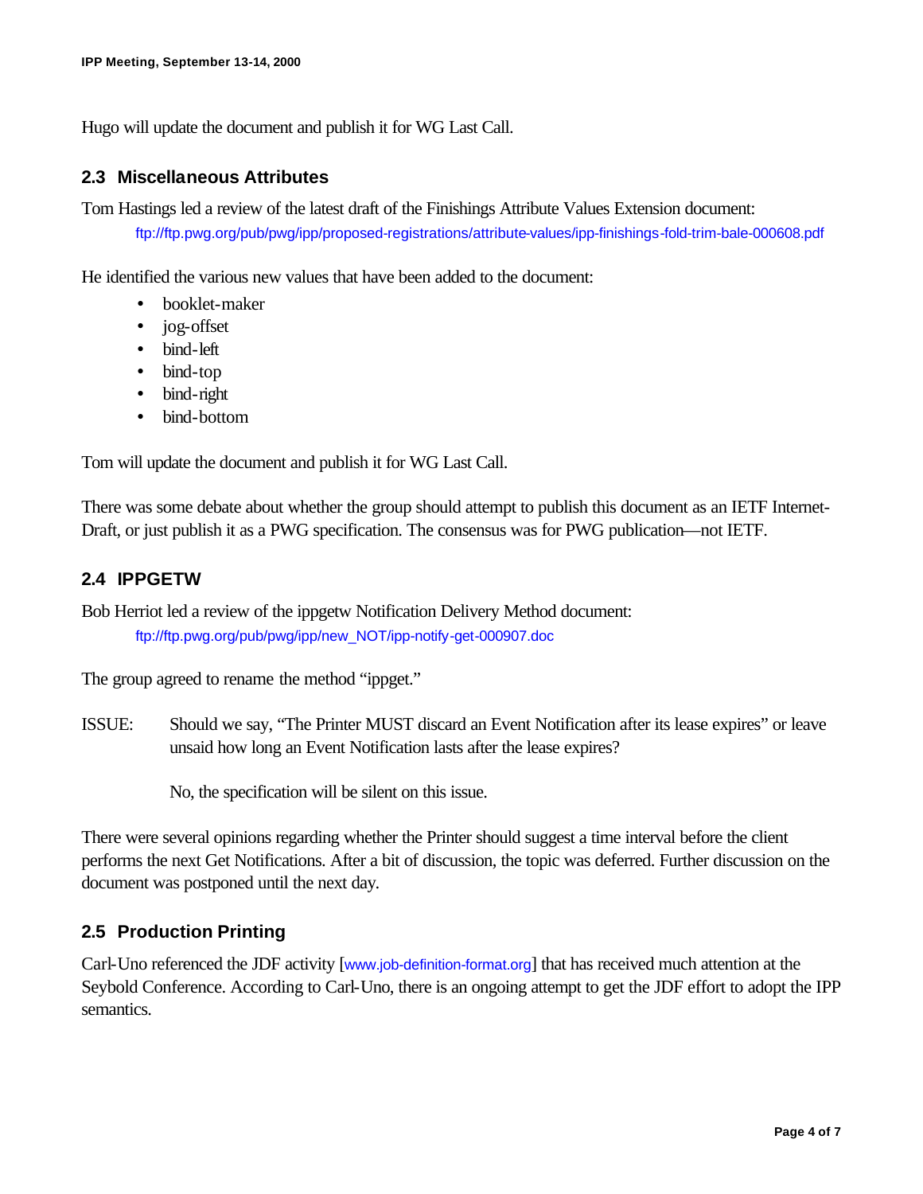Hugo will update the document and publish it for WG Last Call.

## 2.3 Miscellaneous Attributes

Tom Hastings led a review of the latest draft of the Finishings Attribute Values Extension document:

ftp://ftp.pwg.org/pub/pwg/ipp/proposed-registrations/attribute-values/ipp-finishings-fold-trim-bale-000608.pdf

He identified the various new values that have been added to the document:

- booklet-maker
- jog-offset
- bind-left
- bind-top
- bind-right
- bind-bottom

Tom will update the document and publish it for WG Last Call.

There was some debate about whether the group should attempt to publish this document as an IETF Internet-Draft, or just publish it as a PWG specification. The consensus was for PWG publication—not IETF.

## 2.4 IPPGETW

Bob Herriot led a review of the ippgetw Notification Delivery Method document:

ftp://ftp.pwg.org/pub/pwg/ipp/new_NOT/ipp-notify-get-000907.doc

The group agreed to rename the method "ippget."

ISSUE: Should we say, "The Printer MUST discard an Event Notification after its lease expires" or leave unsaid how long an Event Notification lasts after the lease expires?

No, the specification will be silent on this issue.

There were several opinions regarding whether the Printer should suggest a time interval before the client performs the next Get Notifications. After a bit of discussion, the topic was deferred. Further discussion on the document was postponed until the next day.

## 2.5 Production Printing

Carl-Uno referenced the JDF activity [www.job-definition-format.org] that has received much attention at the Seybold Conference. According to Carl-Uno, there is an ongoing attempt to get the JDF effort to adopt the IPP semantics.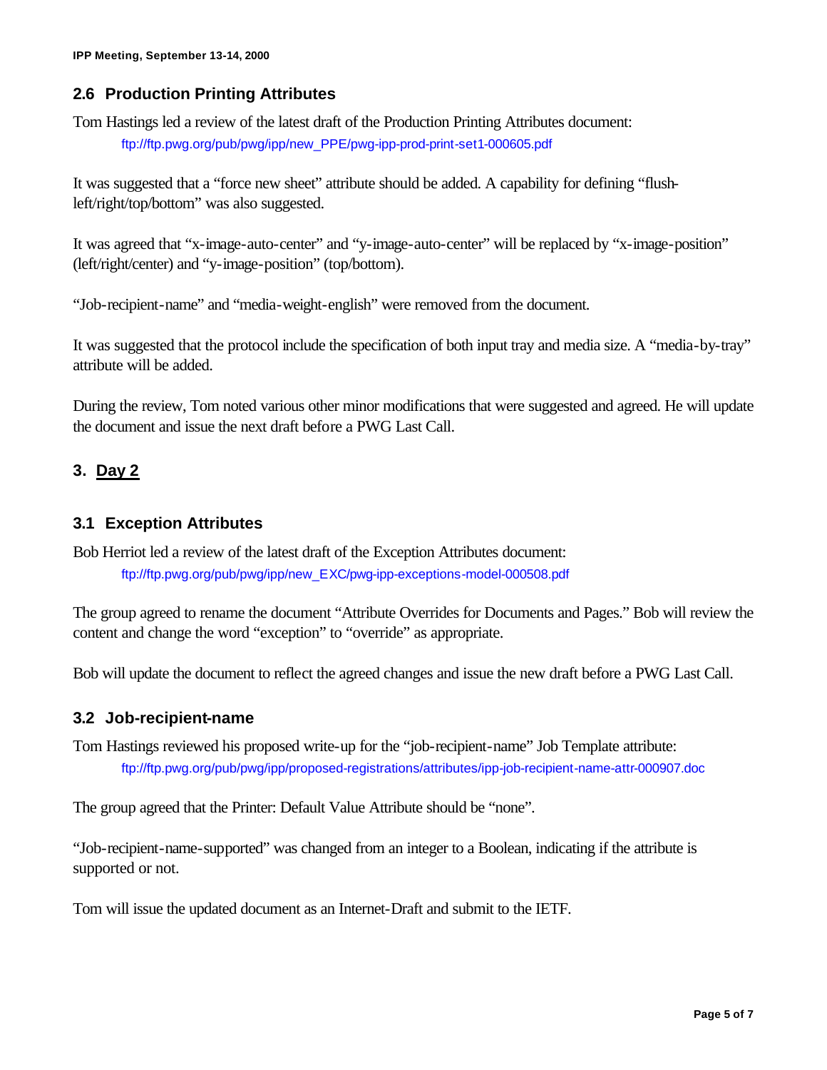## 2.6 Production Printing Attributes

Tom Hastings led a review of the latest draft of the Production Printing Attributes document:

ftp://ftp.pwg.org/pub/pwg/ipp/new_PPE/pwg-ipp-prod-print-set1-000605.pdf

It was suggested that a "force new sheet" attribute should be added. A capability for defining "flush-left/right/top/bottom" was also suggested.

It was agreed that "x-image-auto-center" and "y-image-auto-center" will be replaced by "x-image-position" (left/right/center) and "y-image-position" (top/bottom).

"Job-recipient-name" and "media-weight-english" were removed from the document.

It was suggested that the protocol include the specification of both input tray and media size. A "media-by-tray" attribute will be added.

During the review, Tom noted various other minor modifications that were suggested and agreed. He will update the document and issue the next draft before a PWG Last Call.

# 3. Day 2

## 3.1 Exception Attributes

Bob Herriot led a review of the latest draft of the Exception Attributes document:

ftp://ftp.pwg.org/pub/pwg/ipp/new_EXC/pwg-ipp-exceptions-model-000508.pdf

The group agreed to rename the document "Attribute Overrides for Documents and Pages." Bob will review the content and change the word "exception" to "override" as appropriate.

Bob will update the document to reflect the agreed changes and issue the new draft before a PWG Last Call.

## 3.2 Job-recipient-name

Tom Hastings reviewed his proposed write-up for the "job-recipient-name" Job Template attribute:

ftp://ftp.pwg.org/pub/pwg/ipp/proposed-registrations/attributes/ipp-job-recipient-name-attr-000907.doc

The group agreed that the Printer: Default Value Attribute should be "none".

"Job-recipient-name-supported" was changed from an integer to a Boolean, indicating if the attribute is supported or not.

Tom will issue the updated document as an Internet-Draft and submit to the IETF.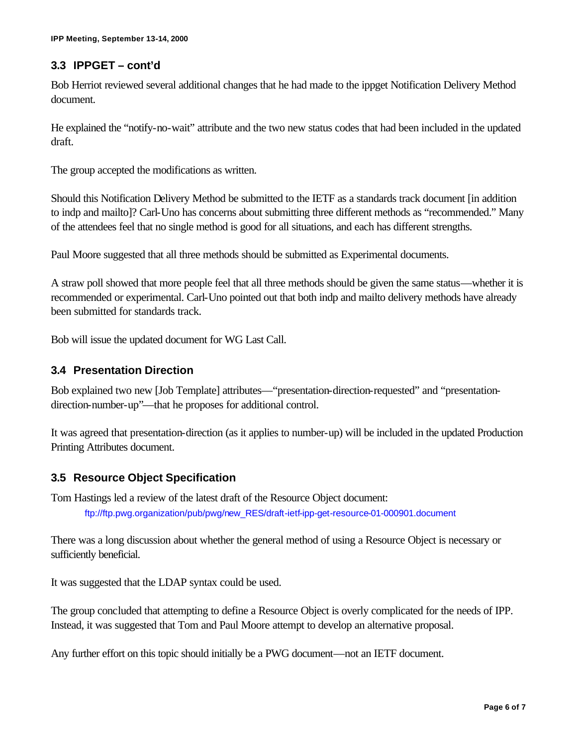## 3.3 IPPGET – cont'd

Bob Herriot reviewed several additional changes that he had made to the ippget Notification Delivery Method document.

He explained the "notify-no-wait" attribute and the two new status codes that had been included in the updated draft.

The group accepted the modifications as written.

Should this Notification Delivery Method be submitted to the IETF as a standards track document [in addition to indp and mailto]? Carl-Uno has concerns about submitting three different methods as "recommended." Many of the attendees feel that no single method is good for all situations, and each has different strengths.

Paul Moore suggested that all three methods should be submitted as Experimental documents.

A straw poll showed that more people feel that all three methods should be given the same status—whether it is recommended or experimental. Carl-Uno pointed out that both indp and mailto delivery methods have already been submitted for standards track.

Bob will issue the updated document for WG Last Call.

## 3.4 Presentation Direction

Bob explained two new [Job Template] attributes—"presentation-direction-requested" and "presentation-direction-number-up"—that he proposes for additional control.

It was agreed that presentation-direction (as it applies to number-up) will be included in the updated Production Printing Attributes document.

## 3.5 Resource Object Specification

Tom Hastings led a review of the latest draft of the Resource Object document:

ftp://ftp.pwg.organization/pub/pwg/new_RES/draft-ietf-ipp-get-resource-01-000901.document

There was a long discussion about whether the general method of using a Resource Object is necessary or sufficiently beneficial.

It was suggested that the LDAP syntax could be used.

The group concluded that attempting to define a Resource Object is overly complicated for the needs of IPP. Instead, it was suggested that Tom and Paul Moore attempt to develop an alternative proposal.

Any further effort on this topic should initially be a PWG document—not an IETF document.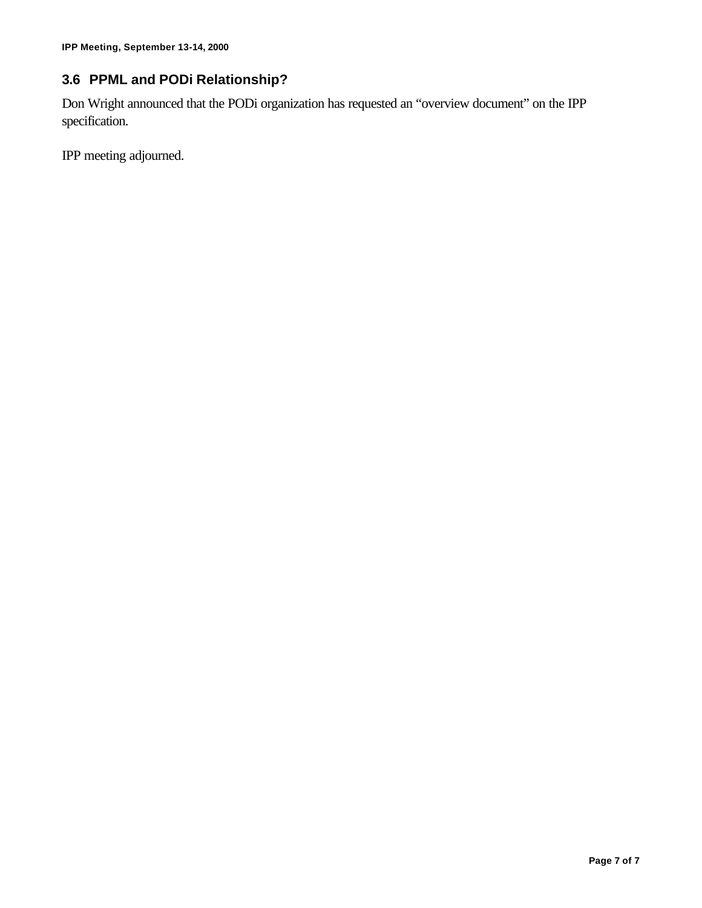### 3.6 PPML and PODi Relationship?

Don Wright announced that the PODi organization has requested an "overview document" on the IPP specification.

IPP meeting adjourned.